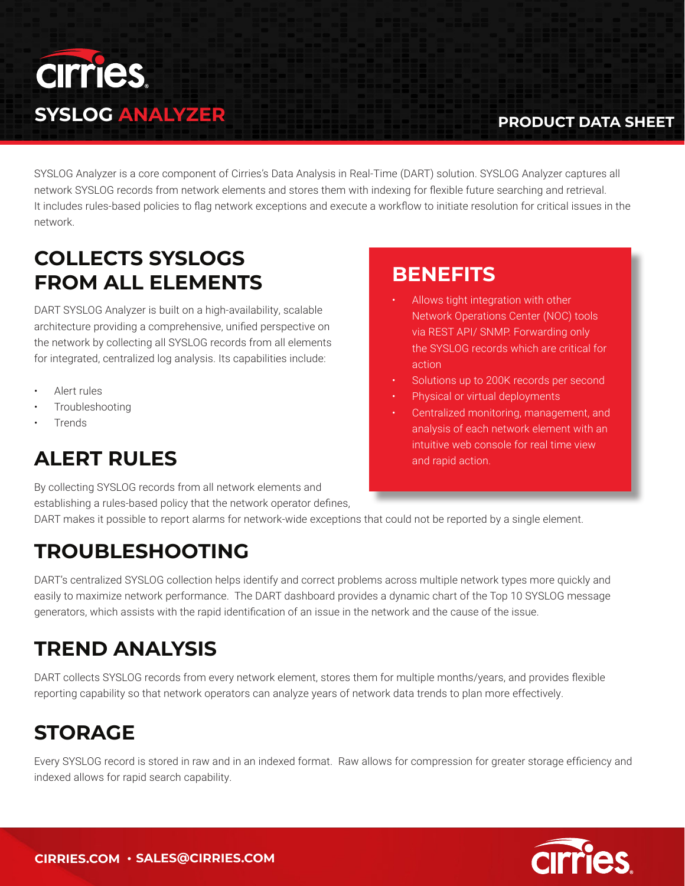# SYSLOG ANALYZER

PRODUCT DATA SHEET

SYSLOG Analyzer is a core component of Cirries's Data Analysis in Real-Time (DART) solution. SYSLOG Analyzer captures all network SYSLOG records from network elements and stores them with indexing for flexible future searching and retrieval. It includes rules-based policies to flag network exceptions and execute a workflow to initiate resolution for critical issues in the network.

## COLLECTS SYSLOGS FROM ALL ELEMENTS

DART SYSLOG Analyzer is built on a high-availability, scalable architecture providing a comprehensive, unified perspective on the network by collecting all SYSLOG records from all elements for integrated, centralized log analysis. Its capabilities include:

- Alert rules
- Troubleshooting
- Trends

## BENEFITS

- Allows tight integration with other Network Operations Center (NOC) tools via REST API/ SNMP. Forwarding only the SYSLOG records which are critical for action
- Solutions up to 200K records per second
- Physical or virtual deployments
- Centralized monitoring, management, and analysis of each network element with an intuitive web console for real time view and rapid action.

## ALERT RULES

By collecting SYSLOG records from all network elements and establishing a rules-based policy that the network operator defines, DART makes it possible to report alarms for network-wide exceptions that could not be reported by a single element.

## TROUBLESHOOTING

DART's centralized SYSLOG collection helps identify and correct problems across multiple network types more quickly and easily to maximize network performance. The DART dashboard provides a dynamic chart of the Top 10 SYSLOG message generators, which assists with the rapid identification of an issue in the network and the cause of the issue.

## TREND ANALYSIS

DART collects SYSLOG records from every network element, stores them for multiple months/years, and provides flexible reporting capability so that network operators can analyze years of network data trends to plan more effectively.

## STORAGE

Every SYSLOG record is stored in raw and in an indexed format. Raw allows for compression for greater storage efficiency and indexed allows for rapid search capability.

CIRRIES.COM • SALES@CIRRIES.COM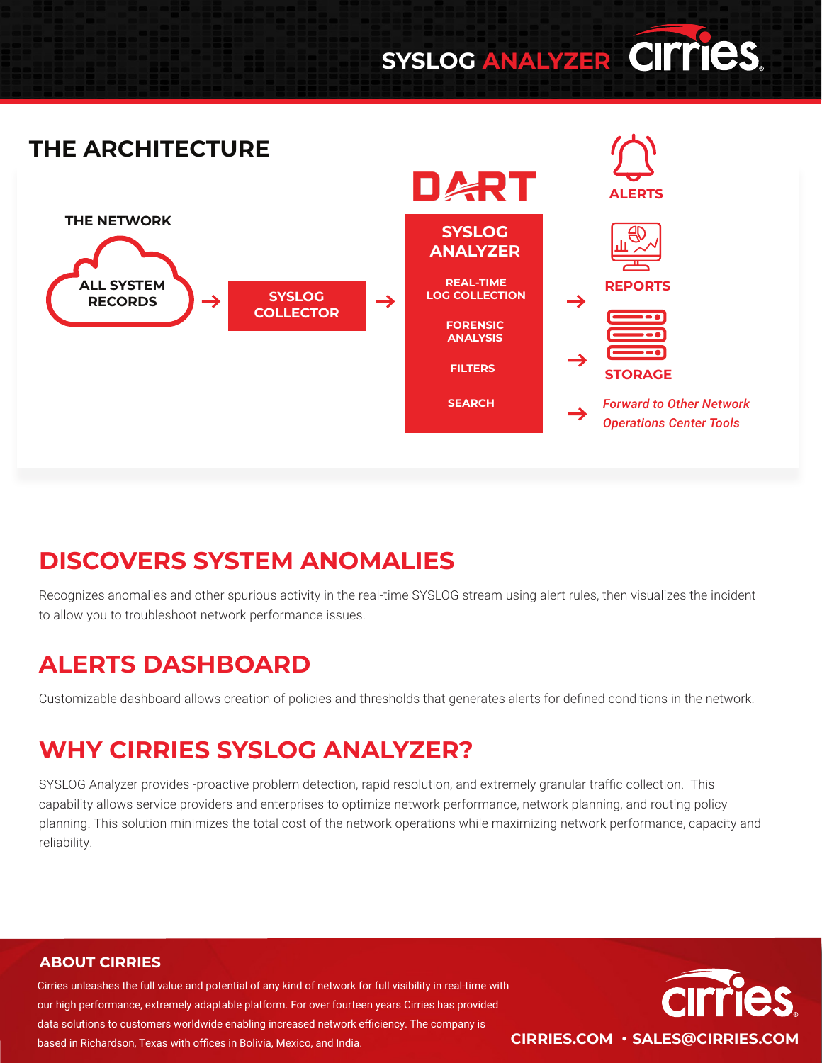SYSLOG ANALYZER

## THE ARCHITECTURE

THE NETWORK

ALL SYSTEM RECORDS

SYSLOG COLLECTOR

DART

SYSLOG ANALYZER

REAL-TIME LOG COLLECTION

FORENSIC ANALYSIS

FILTERS

SEARCH

ALERTS

REPORTS

STORAGE

*Forward to Other Network Operations Center Tools*

## DISCOVERS SYSTEM ANOMALIES

Recognizes anomalies and other spurious activity in the real-time SYSLOG stream using alert rules, then visualizes the incident to allow you to troubleshoot network performance issues.

## ALERTS DASHBOARD

Customizable dashboard allows creation of policies and thresholds that generates alerts for defined conditions in the network.

## WHY CIRRIES SYSLOG ANALYZER?

SYSLOG Analyzer provides -proactive problem detection, rapid resolution, and extremely granular traffic collection. This capability allows service providers and enterprises to optimize network performance, network planning, and routing policy planning. This solution minimizes the total cost of the network operations while maximizing network performance, capacity and reliability.

### ABOUT CIRRIES

Cirries unleashes the full value and potential of any kind of network for full visibility in real-time with our high performance, extremely adaptable platform. For over fourteen years Cirries has provided data solutions to customers worldwide enabling increased network efficiency. The company is based in Richardson, Texas with offices in Bolivia, Mexico, and India.

CIRRIES.COM • SALES@CIRRIES.COM